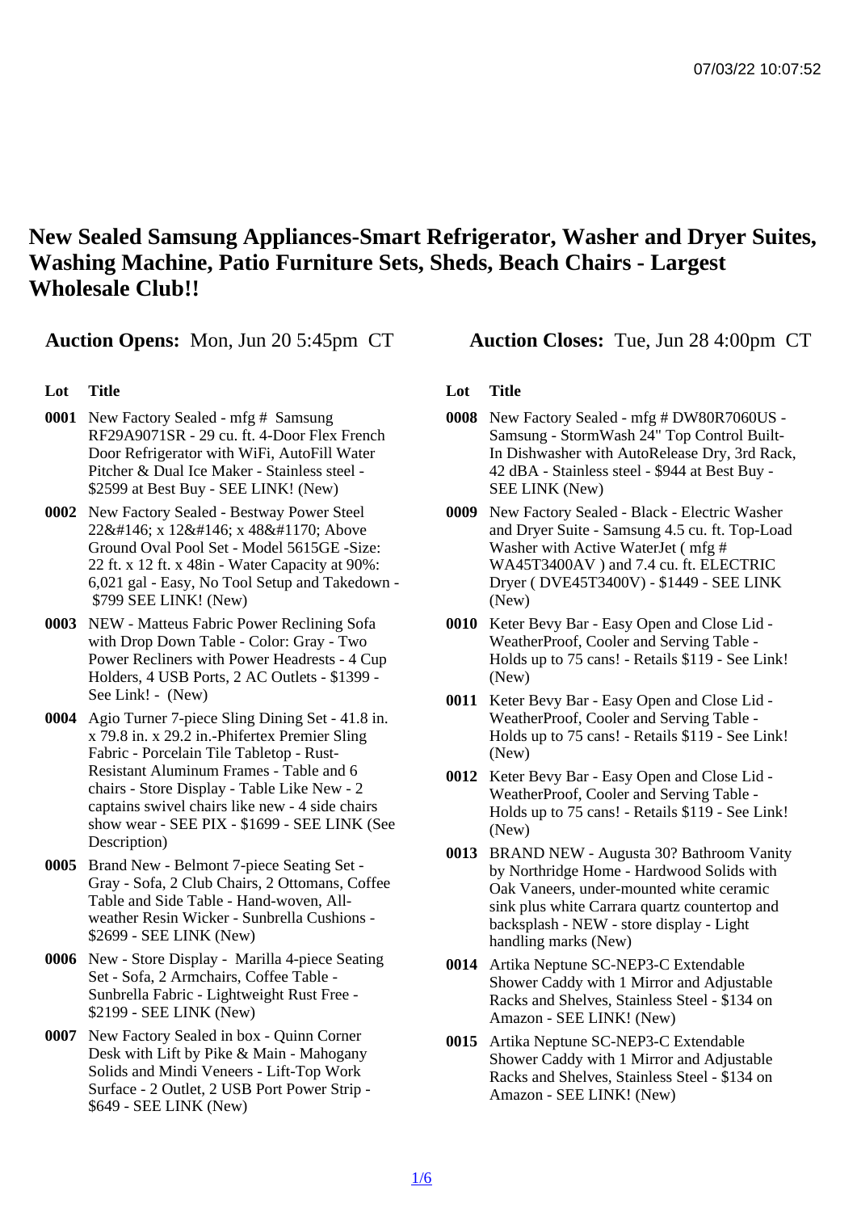# New Sealed Samsung Appliances-Smart Refrigerator, Washer and Dryer Suites, Washing Machine, Patio Furniture Sets, Sheds, Beach Chairs - Largest Wholesale Club!!

**Auction Opens:** Mon, Jun 20 5:45pm CT

**Auction Closes:** Tue, Jun 28 4:00pm CT

| Lot | Title |
|---|---|
| 0001 | New Factory Sealed - mfg # Samsung RF29A9071SR - 29 cu. ft. 4-Door Flex French Door Refrigerator with WiFi, AutoFill Water Pitcher & Dual Ice Maker - Stainless steel - $2599 at Best Buy - SEE LINK! (New) |
| 0002 | New Factory Sealed - Bestway Power Steel 22&#146; x 12&#146; x 48&#1170; Above Ground Oval Pool Set - Model 5615GE -Size: 22 ft. x 12 ft. x 48in - Water Capacity at 90%: 6,021 gal - Easy, No Tool Setup and Takedown - $799 SEE LINK! (New) |
| 0003 | NEW - Matteus Fabric Power Reclining Sofa with Drop Down Table - Color: Gray - Two Power Recliners with Power Headrests - 4 Cup Holders, 4 USB Ports, 2 AC Outlets - $1399 - See Link! - (New) |
| 0004 | Agio Turner 7-piece Sling Dining Set - 41.8 in. x 79.8 in. x 29.2 in.-Phifertex Premier Sling Fabric - Porcelain Tile Tabletop - Rust-Resistant Aluminum Frames - Table and 6 chairs - Store Display - Table Like New - 2 captains swivel chairs like new - 4 side chairs show wear - SEE PIX - $1699 - SEE LINK (See Description) |
| 0005 | Brand New - Belmont 7-piece Seating Set - Gray - Sofa, 2 Club Chairs, 2 Ottomans, Coffee Table and Side Table - Hand-woven, All-weather Resin Wicker - Sunbrella Cushions - $2699 - SEE LINK (New) |
| 0006 | New - Store Display - Marilla 4-piece Seating Set - Sofa, 2 Armchairs, Coffee Table - Sunbrella Fabric - Lightweight Rust Free - $2199 - SEE LINK (New) |
| 0007 | New Factory Sealed in box - Quinn Corner Desk with Lift by Pike & Main - Mahogany Solids and Mindi Veneers - Lift-Top Work Surface - 2 Outlet, 2 USB Port Power Strip - $649 - SEE LINK (New) |
| 0008 | New Factory Sealed - mfg # DW80R7060US - Samsung - StormWash 24" Top Control Built-In Dishwasher with AutoRelease Dry, 3rd Rack, 42 dBA - Stainless steel - $944 at Best Buy - SEE LINK (New) |
| 0009 | New Factory Sealed - Black - Electric Washer and Dryer Suite - Samsung 4.5 cu. ft. Top-Load Washer with Active WaterJet ( mfg # WA45T3400AV ) and 7.4 cu. ft. ELECTRIC Dryer ( DVE45T3400V) - $1449 - SEE LINK (New) |
| 0010 | Keter Bevy Bar - Easy Open and Close Lid - WeatherProof, Cooler and Serving Table - Holds up to 75 cans! - Retails $119 - See Link! (New) |
| 0011 | Keter Bevy Bar - Easy Open and Close Lid - WeatherProof, Cooler and Serving Table - Holds up to 75 cans! - Retails $119 - See Link! (New) |
| 0012 | Keter Bevy Bar - Easy Open and Close Lid - WeatherProof, Cooler and Serving Table - Holds up to 75 cans! - Retails $119 - See Link! (New) |
| 0013 | BRAND NEW - Augusta 30? Bathroom Vanity by Northridge Home - Hardwood Solids with Oak Vaneers, under-mounted white ceramic sink plus white Carrara quartz countertop and backsplash - NEW - store display - Light handling marks (New) |
| 0014 | Artika Neptune SC-NEP3-C Extendable Shower Caddy with 1 Mirror and Adjustable Racks and Shelves, Stainless Steel - $134 on Amazon - SEE LINK! (New) |
| 0015 | Artika Neptune SC-NEP3-C Extendable Shower Caddy with 1 Mirror and Adjustable Racks and Shelves, Stainless Steel - $134 on Amazon - SEE LINK! (New) |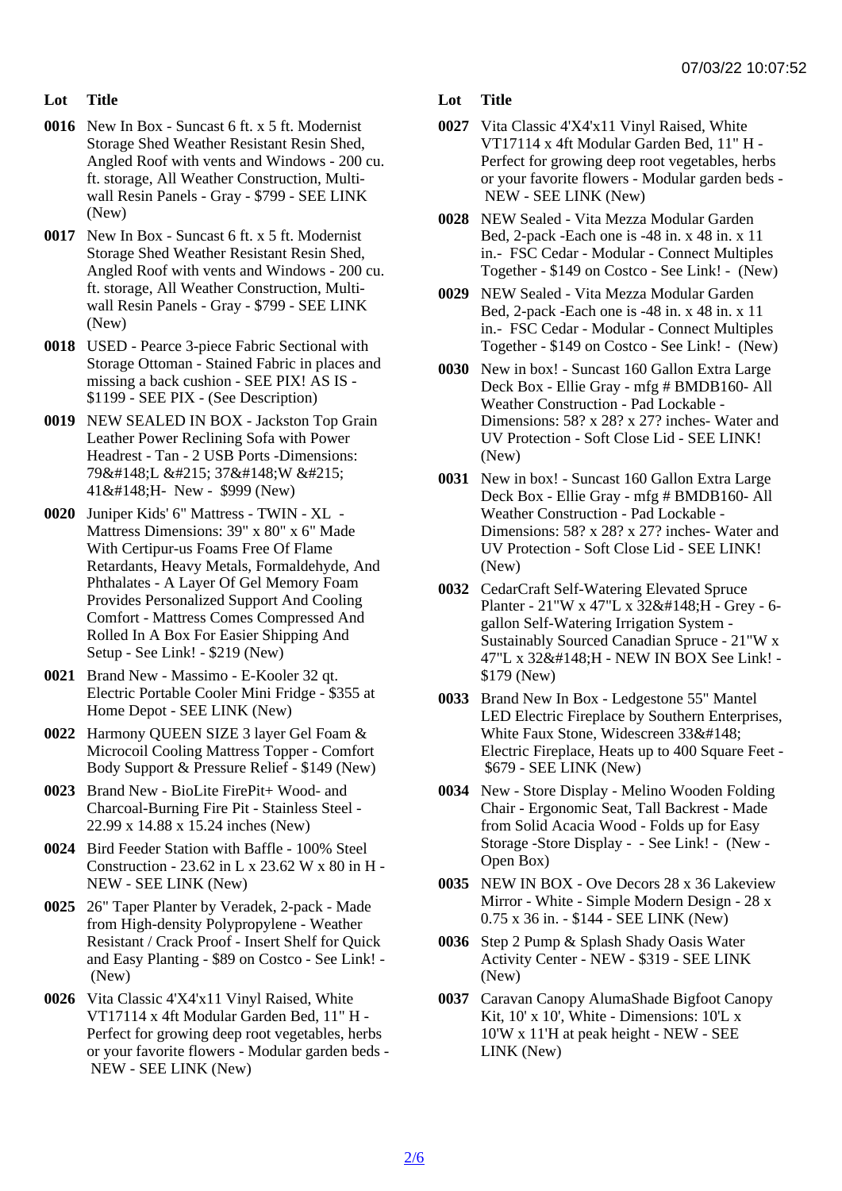| Lot | Title |
| --- | --- |
| 0016 | New In Box - Suncast 6 ft. x 5 ft. Modernist Storage Shed Weather Resistant Resin Shed, Angled Roof with vents and Windows - 200 cu. ft. storage, All Weather Construction, Multi-wall Resin Panels - Gray - $799 - SEE LINK (New) |
| 0017 | New In Box - Suncast 6 ft. x 5 ft. Modernist Storage Shed Weather Resistant Resin Shed, Angled Roof with vents and Windows - 200 cu. ft. storage, All Weather Construction, Multi-wall Resin Panels - Gray - $799 - SEE LINK (New) |
| 0018 | USED - Pearce 3-piece Fabric Sectional with Storage Ottoman - Stained Fabric in places and missing a back cushion - SEE PIX! AS IS - $1199 - SEE PIX - (See Description) |
| 0019 | NEW SEALED IN BOX - Jackston Top Grain Leather Power Reclining Sofa with Power Headrest - Tan - 2 USB Ports -Dimensions: 79&#148;L &#215; 37&#148;W &#215; 41&#148;H- New - $999 (New) |
| 0020 | Juniper Kids' 6" Mattress - TWIN - XL - Mattress Dimensions: 39" x 80" x 6" Made With Certipur-us Foams Free Of Flame Retardants, Heavy Metals, Formaldehyde, And Phthalates - A Layer Of Gel Memory Foam Provides Personalized Support And Cooling Comfort - Mattress Comes Compressed And Rolled In A Box For Easier Shipping And Setup - See Link! - $219 (New) |
| 0021 | Brand New - Massimo - E-Kooler 32 qt. Electric Portable Cooler Mini Fridge - $355 at Home Depot - SEE LINK (New) |
| 0022 | Harmony QUEEN SIZE 3 layer Gel Foam & Microcoil Cooling Mattress Topper - Comfort Body Support & Pressure Relief - $149 (New) |
| 0023 | Brand New - BioLite FirePit+ Wood- and Charcoal-Burning Fire Pit - Stainless Steel - 22.99 x 14.88 x 15.24 inches (New) |
| 0024 | Bird Feeder Station with Baffle - 100% Steel Construction - 23.62 in L x 23.62 W x 80 in H - NEW - SEE LINK (New) |
| 0025 | 26" Taper Planter by Veradek, 2-pack - Made from High-density Polypropylene - Weather Resistant / Crack Proof - Insert Shelf for Quick and Easy Planting - $89 on Costco - See Link! - (New) |
| 0026 | Vita Classic 4'X4'x11 Vinyl Raised, White VT17114 x 4ft Modular Garden Bed, 11" H - Perfect for growing deep root vegetables, herbs or your favorite flowers - Modular garden beds - NEW - SEE LINK (New) |
| 0027 | Vita Classic 4'X4'x11 Vinyl Raised, White VT17114 x 4ft Modular Garden Bed, 11" H - Perfect for growing deep root vegetables, herbs or your favorite flowers - Modular garden beds - NEW - SEE LINK (New) |
| 0028 | NEW Sealed - Vita Mezza Modular Garden Bed, 2-pack -Each one is -48 in. x 48 in. x 11 in.- FSC Cedar - Modular - Connect Multiples Together - $149 on Costco - See Link! - (New) |
| 0029 | NEW Sealed - Vita Mezza Modular Garden Bed, 2-pack -Each one is -48 in. x 48 in. x 11 in.- FSC Cedar - Modular - Connect Multiples Together - $149 on Costco - See Link! - (New) |
| 0030 | New in box! - Suncast 160 Gallon Extra Large Deck Box - Ellie Gray - mfg # BMDB160- All Weather Construction - Pad Lockable - Dimensions: 58? x 28? x 27? inches- Water and UV Protection - Soft Close Lid - SEE LINK! (New) |
| 0031 | New in box! - Suncast 160 Gallon Extra Large Deck Box - Ellie Gray - mfg # BMDB160- All Weather Construction - Pad Lockable - Dimensions: 58? x 28? x 27? inches- Water and UV Protection - Soft Close Lid - SEE LINK! (New) |
| 0032 | CedarCraft Self-Watering Elevated Spruce Planter - 21"W x 47"L x 32&#148;H - Grey - 6-gallon Self-Watering Irrigation System - Sustainably Sourced Canadian Spruce - 21"W x 47"L x 32&#148;H - NEW IN BOX See Link! - $179 (New) |
| 0033 | Brand New In Box - Ledgestone 55" Mantel LED Electric Fireplace by Southern Enterprises, White Faux Stone, Widescreen 33&#148; Electric Fireplace, Heats up to 400 Square Feet - $679 - SEE LINK (New) |
| 0034 | New - Store Display - Melino Wooden Folding Chair - Ergonomic Seat, Tall Backrest - Made from Solid Acacia Wood - Folds up for Easy Storage -Store Display - - See Link! - (New - Open Box) |
| 0035 | NEW IN BOX - Ove Decors 28 x 36 Lakeview Mirror - White - Simple Modern Design - 28 x 0.75 x 36 in. - $144 - SEE LINK (New) |
| 0036 | Step 2 Pump & Splash Shady Oasis Water Activity Center - NEW - $319 - SEE LINK (New) |
| 0037 | Caravan Canopy AlumaShade Bigfoot Canopy Kit, 10' x 10', White - Dimensions: 10'L x 10'W x 11'H at peak height - NEW - SEE LINK (New) |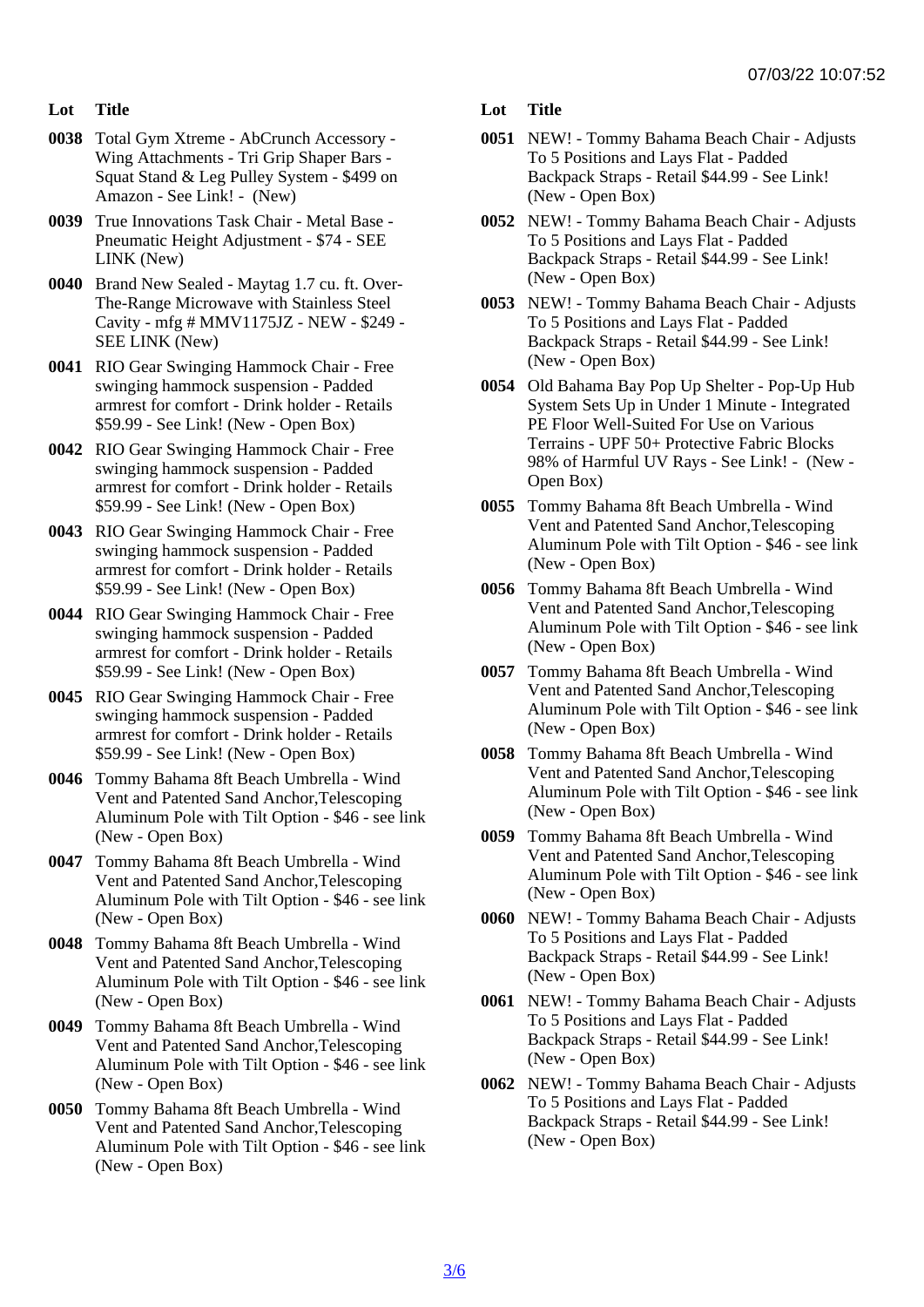| Lot | Title |
|---|---|
| 0038 | Total Gym Xtreme - AbCrunch Accessory - Wing Attachments - Tri Grip Shaper Bars - Squat Stand & Leg Pulley System - $499 on Amazon - See Link! - (New) |
| 0039 | True Innovations Task Chair - Metal Base - Pneumatic Height Adjustment - $74 - SEE LINK (New) |
| 0040 | Brand New Sealed - Maytag 1.7 cu. ft. Over-The-Range Microwave with Stainless Steel Cavity - mfg # MMV1175JZ - NEW - $249 - SEE LINK (New) |
| 0041 | RIO Gear Swinging Hammock Chair - Free swinging hammock suspension - Padded armrest for comfort - Drink holder - Retails $59.99 - See Link! (New - Open Box) |
| 0042 | RIO Gear Swinging Hammock Chair - Free swinging hammock suspension - Padded armrest for comfort - Drink holder - Retails $59.99 - See Link! (New - Open Box) |
| 0043 | RIO Gear Swinging Hammock Chair - Free swinging hammock suspension - Padded armrest for comfort - Drink holder - Retails $59.99 - See Link! (New - Open Box) |
| 0044 | RIO Gear Swinging Hammock Chair - Free swinging hammock suspension - Padded armrest for comfort - Drink holder - Retails $59.99 - See Link! (New - Open Box) |
| 0045 | RIO Gear Swinging Hammock Chair - Free swinging hammock suspension - Padded armrest for comfort - Drink holder - Retails $59.99 - See Link! (New - Open Box) |
| 0046 | Tommy Bahama 8ft Beach Umbrella - Wind Vent and Patented Sand Anchor,Telescoping Aluminum Pole with Tilt Option - $46 - see link (New - Open Box) |
| 0047 | Tommy Bahama 8ft Beach Umbrella - Wind Vent and Patented Sand Anchor,Telescoping Aluminum Pole with Tilt Option - $46 - see link (New - Open Box) |
| 0048 | Tommy Bahama 8ft Beach Umbrella - Wind Vent and Patented Sand Anchor,Telescoping Aluminum Pole with Tilt Option - $46 - see link (New - Open Box) |
| 0049 | Tommy Bahama 8ft Beach Umbrella - Wind Vent and Patented Sand Anchor,Telescoping Aluminum Pole with Tilt Option - $46 - see link (New - Open Box) |
| 0050 | Tommy Bahama 8ft Beach Umbrella - Wind Vent and Patented Sand Anchor,Telescoping Aluminum Pole with Tilt Option - $46 - see link (New - Open Box) |
| 0051 | NEW! - Tommy Bahama Beach Chair - Adjusts To 5 Positions and Lays Flat - Padded Backpack Straps - Retail $44.99 - See Link! (New - Open Box) |
| 0052 | NEW! - Tommy Bahama Beach Chair - Adjusts To 5 Positions and Lays Flat - Padded Backpack Straps - Retail $44.99 - See Link! (New - Open Box) |
| 0053 | NEW! - Tommy Bahama Beach Chair - Adjusts To 5 Positions and Lays Flat - Padded Backpack Straps - Retail $44.99 - See Link! (New - Open Box) |
| 0054 | Old Bahama Bay Pop Up Shelter - Pop-Up Hub System Sets Up in Under 1 Minute - Integrated PE Floor Well-Suited For Use on Various Terrains - UPF 50+ Protective Fabric Blocks 98% of Harmful UV Rays - See Link! - (New - Open Box) |
| 0055 | Tommy Bahama 8ft Beach Umbrella - Wind Vent and Patented Sand Anchor,Telescoping Aluminum Pole with Tilt Option - $46 - see link (New - Open Box) |
| 0056 | Tommy Bahama 8ft Beach Umbrella - Wind Vent and Patented Sand Anchor,Telescoping Aluminum Pole with Tilt Option - $46 - see link (New - Open Box) |
| 0057 | Tommy Bahama 8ft Beach Umbrella - Wind Vent and Patented Sand Anchor,Telescoping Aluminum Pole with Tilt Option - $46 - see link (New - Open Box) |
| 0058 | Tommy Bahama 8ft Beach Umbrella - Wind Vent and Patented Sand Anchor,Telescoping Aluminum Pole with Tilt Option - $46 - see link (New - Open Box) |
| 0059 | Tommy Bahama 8ft Beach Umbrella - Wind Vent and Patented Sand Anchor,Telescoping Aluminum Pole with Tilt Option - $46 - see link (New - Open Box) |
| 0060 | NEW! - Tommy Bahama Beach Chair - Adjusts To 5 Positions and Lays Flat - Padded Backpack Straps - Retail $44.99 - See Link! (New - Open Box) |
| 0061 | NEW! - Tommy Bahama Beach Chair - Adjusts To 5 Positions and Lays Flat - Padded Backpack Straps - Retail $44.99 - See Link! (New - Open Box) |
| 0062 | NEW! - Tommy Bahama Beach Chair - Adjusts To 5 Positions and Lays Flat - Padded Backpack Straps - Retail $44.99 - See Link! (New - Open Box) |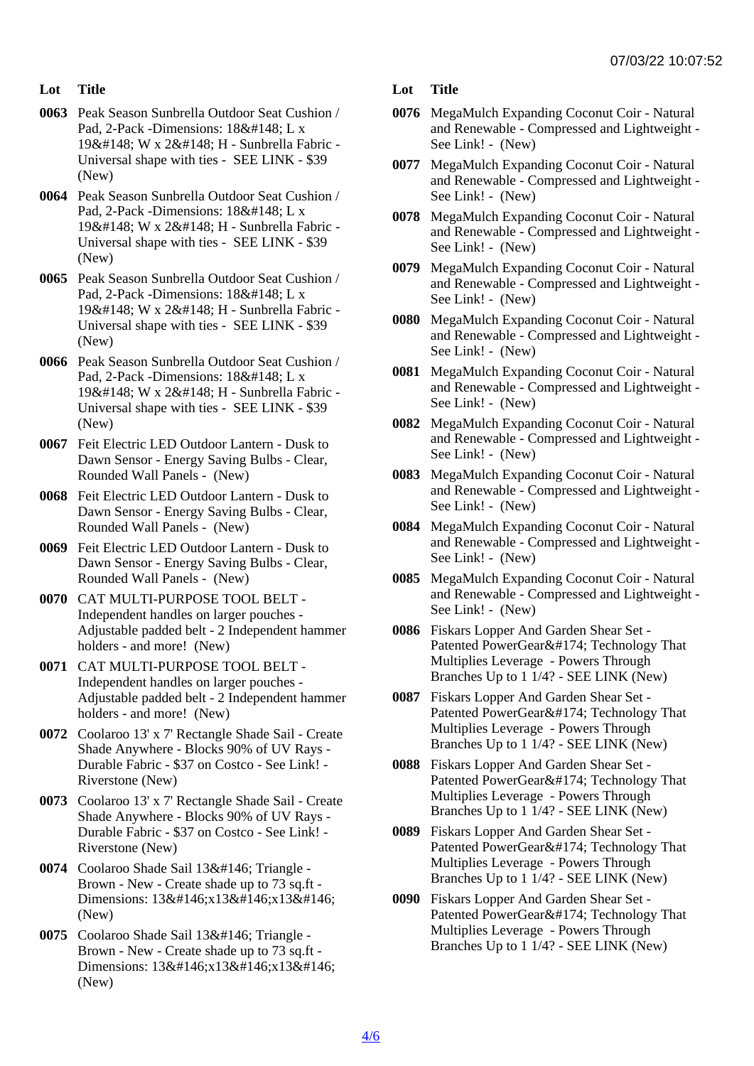| Lot | Title |
| --- | --- |
| 0063 | Peak Season Sunbrella Outdoor Seat Cushion / Pad, 2-Pack -Dimensions: 18&#148; L x 19&#148; W x 2&#148; H - Sunbrella Fabric - Universal shape with ties - SEE LINK - $39 (New) |
| 0064 | Peak Season Sunbrella Outdoor Seat Cushion / Pad, 2-Pack -Dimensions: 18&#148; L x 19&#148; W x 2&#148; H - Sunbrella Fabric - Universal shape with ties - SEE LINK - $39 (New) |
| 0065 | Peak Season Sunbrella Outdoor Seat Cushion / Pad, 2-Pack -Dimensions: 18&#148; L x 19&#148; W x 2&#148; H - Sunbrella Fabric - Universal shape with ties - SEE LINK - $39 (New) |
| 0066 | Peak Season Sunbrella Outdoor Seat Cushion / Pad, 2-Pack -Dimensions: 18&#148; L x 19&#148; W x 2&#148; H - Sunbrella Fabric - Universal shape with ties - SEE LINK - $39 (New) |
| 0067 | Feit Electric LED Outdoor Lantern - Dusk to Dawn Sensor - Energy Saving Bulbs - Clear, Rounded Wall Panels - (New) |
| 0068 | Feit Electric LED Outdoor Lantern - Dusk to Dawn Sensor - Energy Saving Bulbs - Clear, Rounded Wall Panels - (New) |
| 0069 | Feit Electric LED Outdoor Lantern - Dusk to Dawn Sensor - Energy Saving Bulbs - Clear, Rounded Wall Panels - (New) |
| 0070 | CAT MULTI-PURPOSE TOOL BELT - Independent handles on larger pouches - Adjustable padded belt - 2 Independent hammer holders - and more! (New) |
| 0071 | CAT MULTI-PURPOSE TOOL BELT - Independent handles on larger pouches - Adjustable padded belt - 2 Independent hammer holders - and more! (New) |
| 0072 | Coolaroo 13' x 7' Rectangle Shade Sail - Create Shade Anywhere - Blocks 90% of UV Rays - Durable Fabric - $37 on Costco - See Link! - Riverstone (New) |
| 0073 | Coolaroo 13' x 7' Rectangle Shade Sail - Create Shade Anywhere - Blocks 90% of UV Rays - Durable Fabric - $37 on Costco - See Link! - Riverstone (New) |
| 0074 | Coolaroo Shade Sail 13&#146; Triangle - Brown - New - Create shade up to 73 sq.ft - Dimensions: 13&#146;x13&#146;x13&#146; (New) |
| 0075 | Coolaroo Shade Sail 13&#146; Triangle - Brown - New - Create shade up to 73 sq.ft - Dimensions: 13&#146;x13&#146;x13&#146; (New) |
| 0076 | MegaMulch Expanding Coconut Coir - Natural and Renewable - Compressed and Lightweight - See Link! - (New) |
| 0077 | MegaMulch Expanding Coconut Coir - Natural and Renewable - Compressed and Lightweight - See Link! - (New) |
| 0078 | MegaMulch Expanding Coconut Coir - Natural and Renewable - Compressed and Lightweight - See Link! - (New) |
| 0079 | MegaMulch Expanding Coconut Coir - Natural and Renewable - Compressed and Lightweight - See Link! - (New) |
| 0080 | MegaMulch Expanding Coconut Coir - Natural and Renewable - Compressed and Lightweight - See Link! - (New) |
| 0081 | MegaMulch Expanding Coconut Coir - Natural and Renewable - Compressed and Lightweight - See Link! - (New) |
| 0082 | MegaMulch Expanding Coconut Coir - Natural and Renewable - Compressed and Lightweight - See Link! - (New) |
| 0083 | MegaMulch Expanding Coconut Coir - Natural and Renewable - Compressed and Lightweight - See Link! - (New) |
| 0084 | MegaMulch Expanding Coconut Coir - Natural and Renewable - Compressed and Lightweight - See Link! - (New) |
| 0085 | MegaMulch Expanding Coconut Coir - Natural and Renewable - Compressed and Lightweight - See Link! - (New) |
| 0086 | Fiskars Lopper And Garden Shear Set - Patented PowerGear&#174; Technology That Multiplies Leverage - Powers Through Branches Up to 1 1/4? - SEE LINK (New) |
| 0087 | Fiskars Lopper And Garden Shear Set - Patented PowerGear&#174; Technology That Multiplies Leverage - Powers Through Branches Up to 1 1/4? - SEE LINK (New) |
| 0088 | Fiskars Lopper And Garden Shear Set - Patented PowerGear&#174; Technology That Multiplies Leverage - Powers Through Branches Up to 1 1/4? - SEE LINK (New) |
| 0089 | Fiskars Lopper And Garden Shear Set - Patented PowerGear&#174; Technology That Multiplies Leverage - Powers Through Branches Up to 1 1/4? - SEE LINK (New) |
| 0090 | Fiskars Lopper And Garden Shear Set - Patented PowerGear&#174; Technology That Multiplies Leverage - Powers Through Branches Up to 1 1/4? - SEE LINK (New) |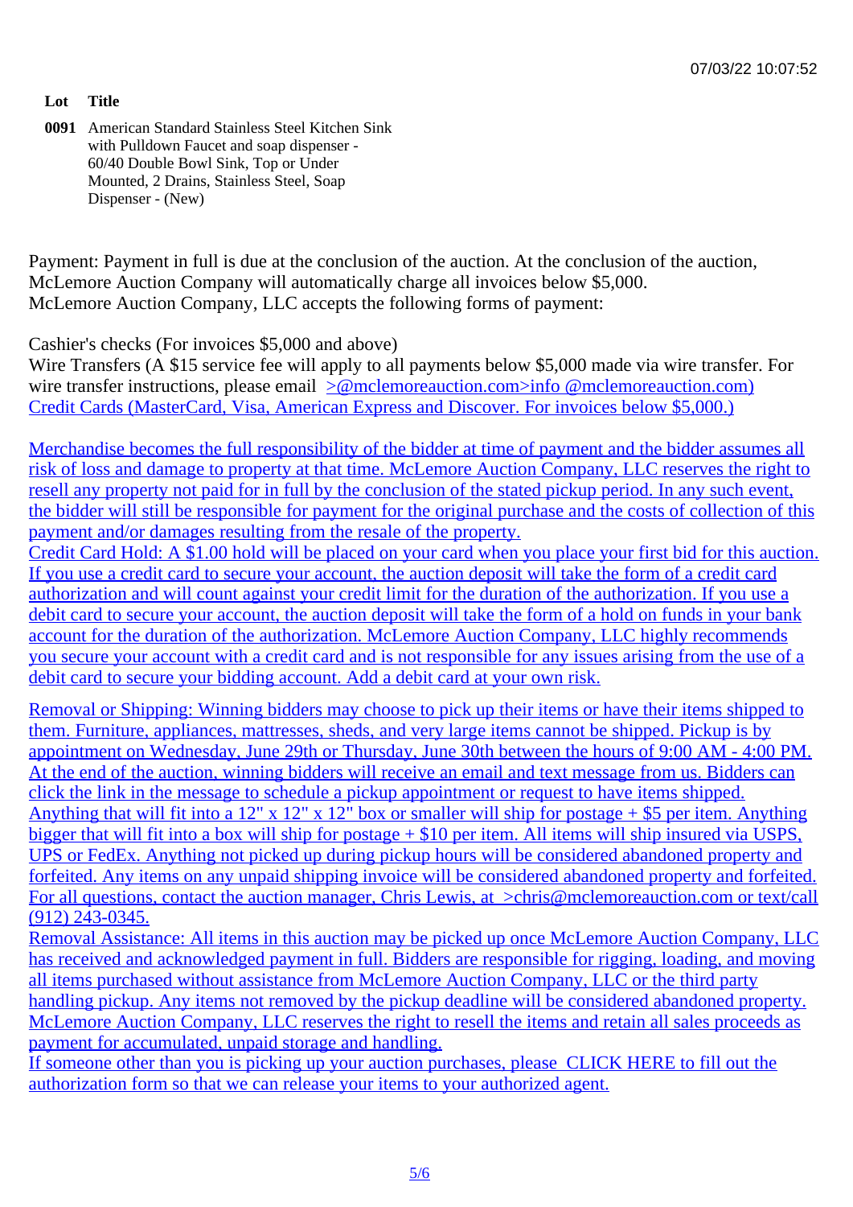07/03/22 10:07:52

| Lot | Title |
| --- | --- |
| **0091** | American Standard Stainless Steel Kitchen Sink with Pulldown Faucet and soap dispenser - 60/40 Double Bowl Sink, Top or Under Mounted, 2 Drains, Stainless Steel, Soap Dispenser - (New) |

Payment: Payment in full is due at the conclusion of the auction. At the conclusion of the auction, McLemore Auction Company will automatically charge all invoices below $5,000.
McLemore Auction Company, LLC accepts the following forms of payment:

Cashier's checks (For invoices $5,000 and above)
Wire Transfers (A $15 service fee will apply to all payments below $5,000 made via wire transfer. For wire transfer instructions, please email >@mclemoreauction.com>info @mclemoreauction.com)
Credit Cards (MasterCard, Visa, American Express and Discover. For invoices below $5,000.)

Merchandise becomes the full responsibility of the bidder at time of payment and the bidder assumes all risk of loss and damage to property at that time. McLemore Auction Company, LLC reserves the right to resell any property not paid for in full by the conclusion of the stated pickup period. In any such event, the bidder will still be responsible for payment for the original purchase and the costs of collection of this payment and/or damages resulting from the resale of the property.
Credit Card Hold: A $1.00 hold will be placed on your card when you place your first bid for this auction. If you use a credit card to secure your account, the auction deposit will take the form of a credit card authorization and will count against your credit limit for the duration of the authorization. If you use a debit card to secure your account, the auction deposit will take the form of a hold on funds in your bank account for the duration of the authorization. McLemore Auction Company, LLC highly recommends you secure your account with a credit card and is not responsible for any issues arising from the use of a debit card to secure your bidding account. Add a debit card at your own risk.

Removal or Shipping: Winning bidders may choose to pick up their items or have their items shipped to them. Furniture, appliances, mattresses, sheds, and very large items cannot be shipped. Pickup is by appointment on Wednesday, June 29th or Thursday, June 30th between the hours of 9:00 AM - 4:00 PM. At the end of the auction, winning bidders will receive an email and text message from us. Bidders can click the link in the message to schedule a pickup appointment or request to have items shipped. Anything that will fit into a 12" x 12" x 12" box or smaller will ship for postage + $5 per item. Anything bigger that will fit into a box will ship for postage + $10 per item. All items will ship insured via USPS, UPS or FedEx. Anything not picked up during pickup hours will be considered abandoned property and forfeited. Any items on any unpaid shipping invoice will be considered abandoned property and forfeited. For all questions, contact the auction manager, Chris Lewis, at >chris@mclemoreauction.com or text/call (912) 243-0345.
Removal Assistance: All items in this auction may be picked up once McLemore Auction Company, LLC has received and acknowledged payment in full. Bidders are responsible for rigging, loading, and moving all items purchased without assistance from McLemore Auction Company, LLC or the third party handling pickup. Any items not removed by the pickup deadline will be considered abandoned property. McLemore Auction Company, LLC reserves the right to resell the items and retain all sales proceeds as payment for accumulated, unpaid storage and handling.
If someone other than you is picking up your auction purchases, please CLICK HERE to fill out the authorization form so that we can release your items to your authorized agent.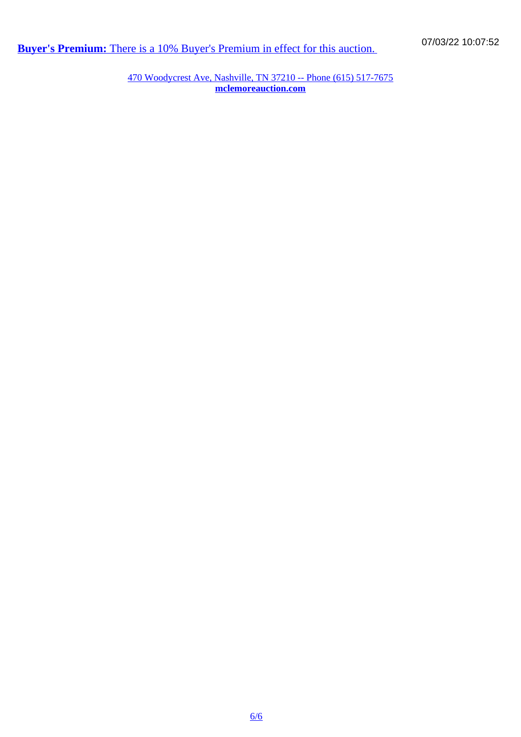**Buyer's Premium:** There is a 10% Buyer's Premium in effect for this auction.

470 Woodycrest Ave, Nashville, TN 37210 -- Phone (615) 517-7675
**mclemoreauction.com**